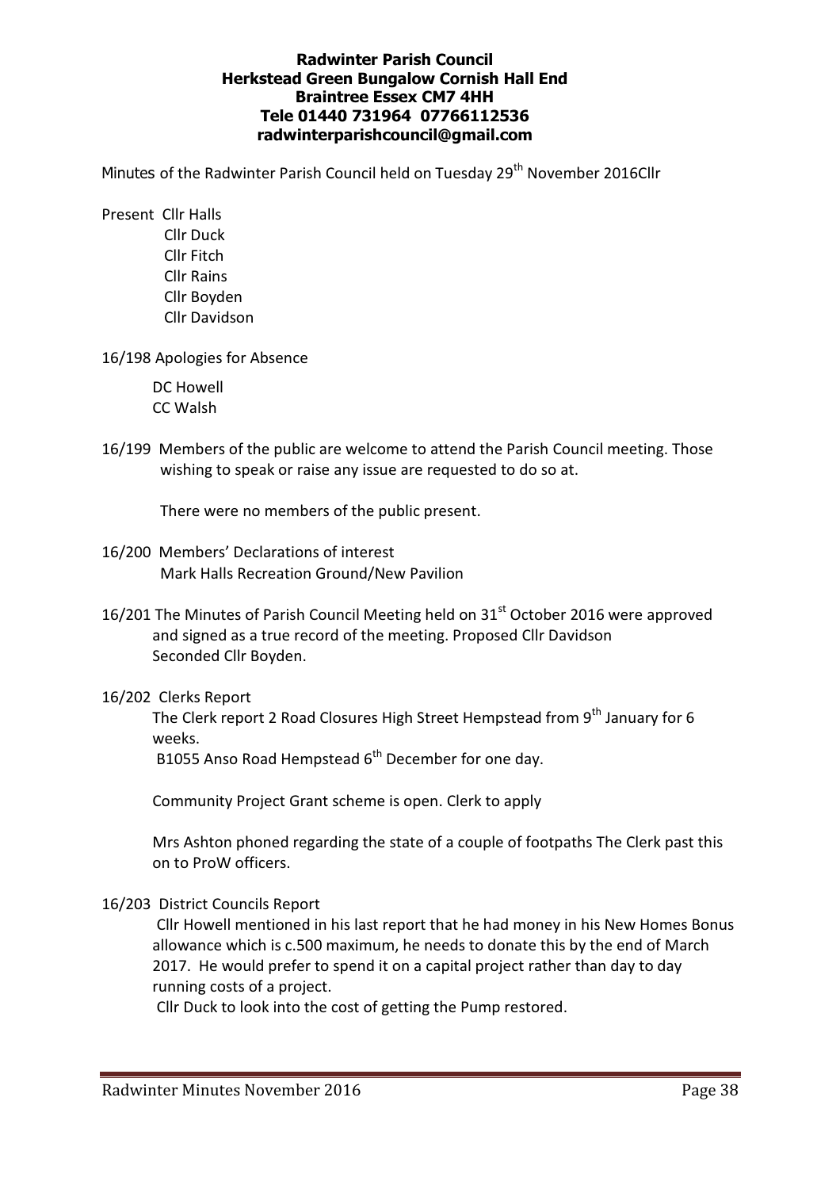**Radwinter Parish Council**
**Herkstead Green Bungalow Cornish Hall End**
**Braintree Essex CM7 4HH**
**Tele 01440 731964 07766112536**
**radwinterparishcouncil@gmail.com**

Minutes of the Radwinter Parish Council held on Tuesday 29th November 2016Cllr

Present Cllr Halls
Cllr Duck
Cllr Fitch
Cllr Rains
Cllr Boyden
Cllr Davidson

16/198 Apologies for Absence

DC Howell
CC Walsh

16/199 Members of the public are welcome to attend the Parish Council meeting. Those wishing to speak or raise any issue are requested to do so at.

There were no members of the public present.

16/200 Members' Declarations of interest
Mark Halls Recreation Ground/New Pavilion

16/201 The Minutes of Parish Council Meeting held on 31st October 2016 were approved and signed as a true record of the meeting. Proposed Cllr Davidson Seconded Cllr Boyden.

16/202 Clerks Report

The Clerk report 2 Road Closures High Street Hempstead from 9th January for 6 weeks.
B1055 Anso Road Hempstead 6th December for one day.

Community Project Grant scheme is open. Clerk to apply

Mrs Ashton phoned regarding the state of a couple of footpaths The Clerk past this on to ProW officers.

16/203 District Councils Report

Cllr Howell mentioned in his last report that he had money in his New Homes Bonus allowance which is c.500 maximum, he needs to donate this by the end of March 2017. He would prefer to spend it on a capital project rather than day to day running costs of a project.
Cllr Duck to look into the cost of getting the Pump restored.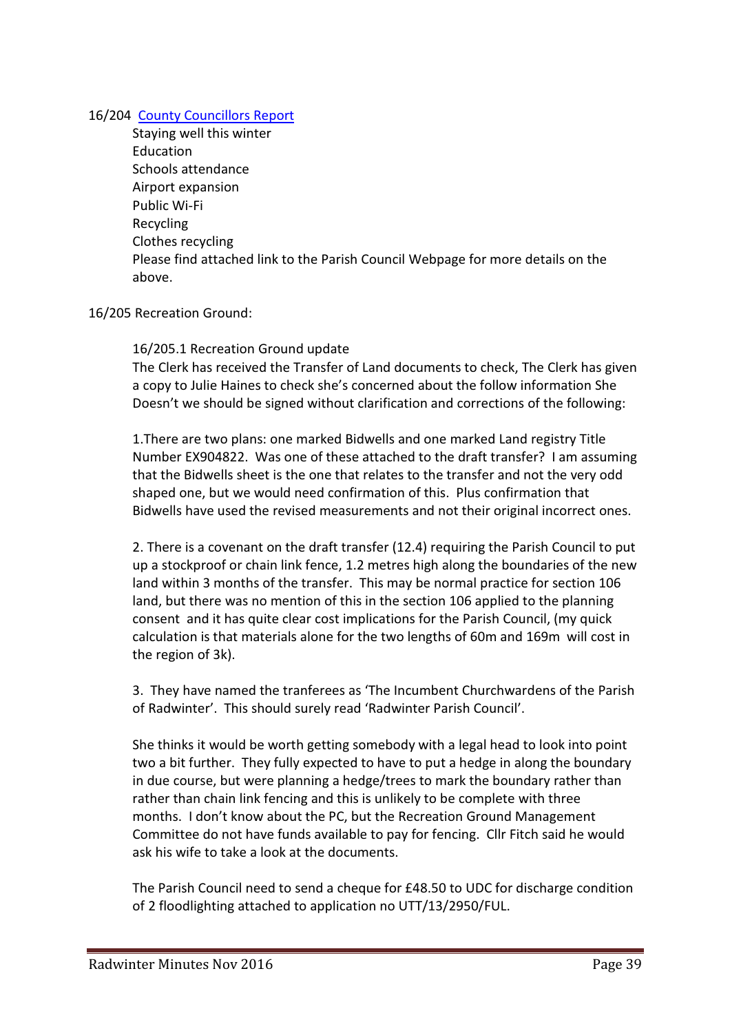16/204 [County Councillors Report]

Staying well this winter
Education
Schools attendance
Airport expansion
Public Wi-Fi
Recycling
Clothes recycling
Please find attached link to the Parish Council Webpage for more details on the above.

16/205 Recreation Ground:

16/205.1 Recreation Ground update
The Clerk has received the Transfer of Land documents to check, The Clerk has given a copy to Julie Haines to check she's concerned about the follow information She Doesn't we should be signed without clarification and corrections of the following:

1.There are two plans: one marked Bidwells and one marked Land registry Title Number EX904822. Was one of these attached to the draft transfer? I am assuming that the Bidwells sheet is the one that relates to the transfer and not the very odd shaped one, but we would need confirmation of this. Plus confirmation that Bidwells have used the revised measurements and not their original incorrect ones.

2. There is a covenant on the draft transfer (12.4) requiring the Parish Council to put up a stockproof or chain link fence, 1.2 metres high along the boundaries of the new land within 3 months of the transfer. This may be normal practice for section 106 land, but there was no mention of this in the section 106 applied to the planning consent and it has quite clear cost implications for the Parish Council, (my quick calculation is that materials alone for the two lengths of 60m and 169m will cost in the region of 3k).

3. They have named the tranferees as 'The Incumbent Churchwardens of the Parish of Radwinter'. This should surely read 'Radwinter Parish Council'.

She thinks it would be worth getting somebody with a legal head to look into point two a bit further. They fully expected to have to put a hedge in along the boundary in due course, but were planning a hedge/trees to mark the boundary rather than rather than chain link fencing and this is unlikely to be complete with three months. I don't know about the PC, but the Recreation Ground Management Committee do not have funds available to pay for fencing. Cllr Fitch said he would ask his wife to take a look at the documents.

The Parish Council need to send a cheque for £48.50 to UDC for discharge condition of 2 floodlighting attached to application no UTT/13/2950/FUL.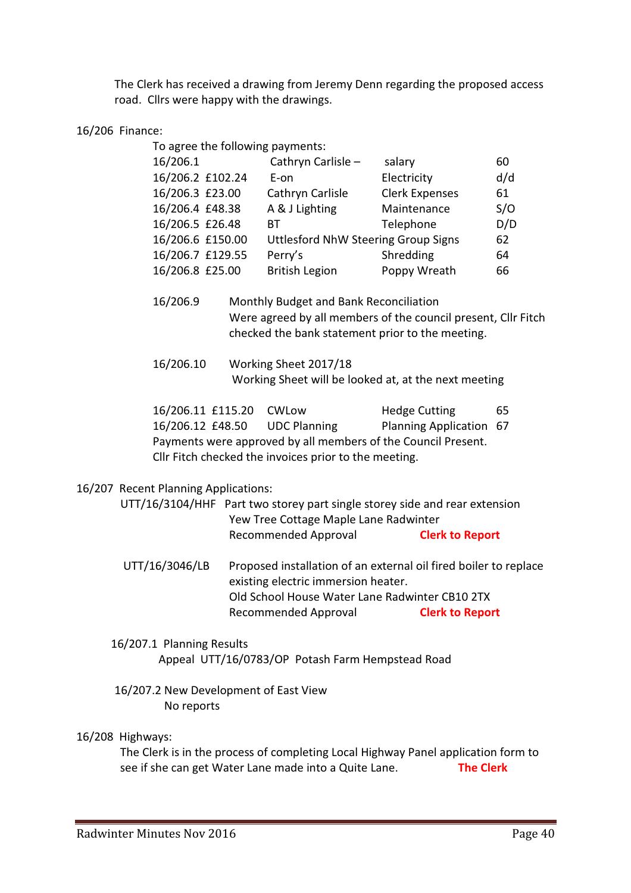The Clerk has received a drawing from Jeremy Denn regarding the proposed access road. Cllrs were happy with the drawings.

16/206 Finance:

To agree the following payments:

| | | | | |
|---|---|---|---|---|
| 16/206.1 | | Cathryn Carlisle – | salary | 60 |
| 16/206.2 | £102.24 | E-on | Electricity | d/d |
| 16/206.3 | £23.00 | Cathryn Carlisle | Clerk Expenses | 61 |
| 16/206.4 | £48.38 | A & J Lighting | Maintenance | S/O |
| 16/206.5 | £26.48 | BT | Telephone | D/D |
| 16/206.6 | £150.00 | Uttlesford NhW Steering Group Signs | | 62 |
| 16/206.7 | £129.55 | Perry's | Shredding | 64 |
| 16/206.8 | £25.00 | British Legion | Poppy Wreath | 66 |

16/206.9 Monthly Budget and Bank Reconciliation
Were agreed by all members of the council present, Cllr Fitch checked the bank statement prior to the meeting.

16/206.10 Working Sheet 2017/18
Working Sheet will be looked at, at the next meeting

| | | | | |
|---|---|---|---|---|
| 16/206.11 | £115.20 | CWLow | Hedge Cutting | 65 |
| 16/206.12 | £48.50 | UDC Planning | Planning Application | 67 |

Payments were approved by all members of the Council Present.
Cllr Fitch checked the invoices prior to the meeting.

16/207 Recent Planning Applications:

UTT/16/3104/HHF Part two storey part single storey side and rear extension
Yew Tree Cottage Maple Lane Radwinter
Recommended Approval **Clerk to Report**

UTT/16/3046/LB Proposed installation of an external oil fired boiler to replace existing electric immersion heater.
Old School House Water Lane Radwinter CB10 2TX
Recommended Approval **Clerk to Report**

16/207.1 Planning Results
Appeal UTT/16/0783/OP Potash Farm Hempstead Road

16/207.2 New Development of East View
No reports

16/208 Highways:

The Clerk is in the process of completing Local Highway Panel application form to see if she can get Water Lane made into a Quite Lane. **The Clerk**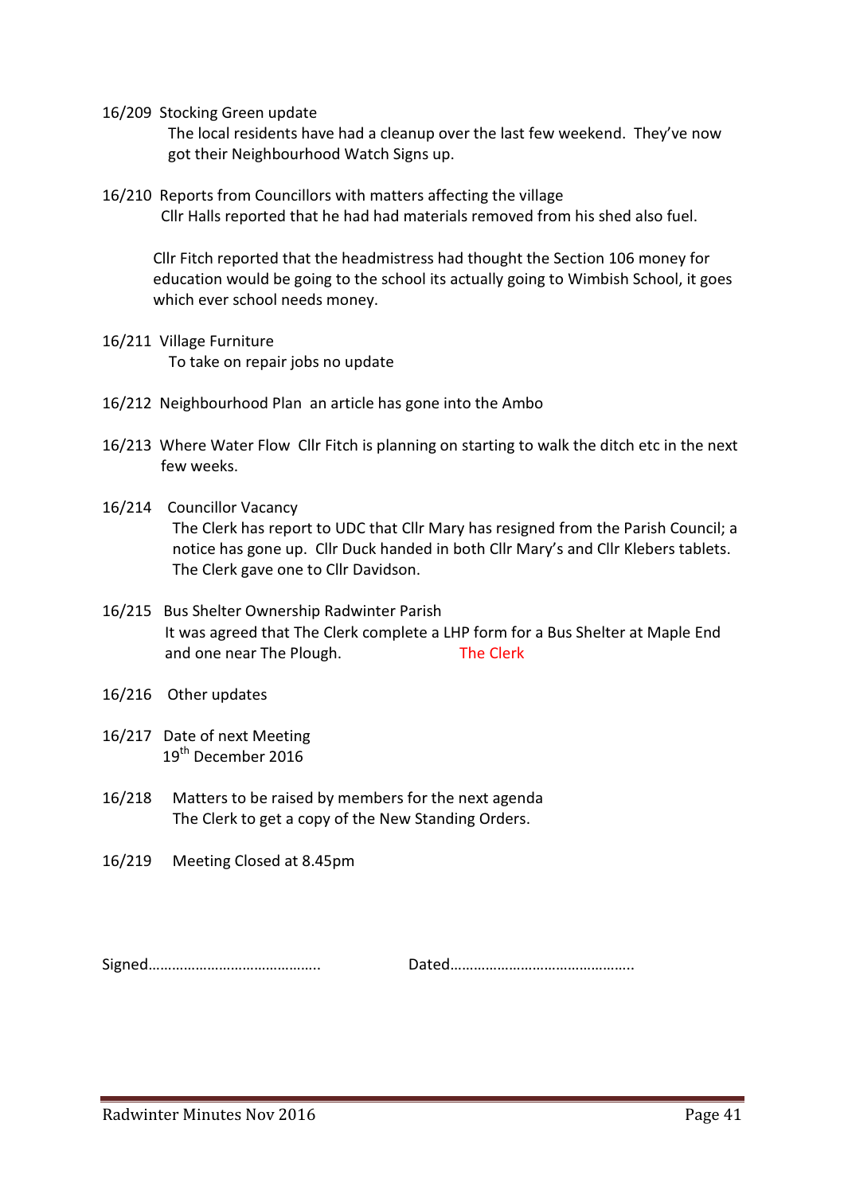16/209 Stocking Green update

The local residents have had a cleanup over the last few weekend. They've now got their Neighbourhood Watch Signs up.

16/210 Reports from Councillors with matters affecting the village

Cllr Halls reported that he had had materials removed from his shed also fuel.

Cllr Fitch reported that the headmistress had thought the Section 106 money for education would be going to the school its actually going to Wimbish School, it goes which ever school needs money.

16/211 Village Furniture

To take on repair jobs no update

16/212 Neighbourhood Plan an article has gone into the Ambo

16/213 Where Water Flow Cllr Fitch is planning on starting to walk the ditch etc in the next few weeks.

16/214 Councillor Vacancy

The Clerk has report to UDC that Cllr Mary has resigned from the Parish Council; a notice has gone up. Cllr Duck handed in both Cllr Mary's and Cllr Klebers tablets. The Clerk gave one to Cllr Davidson.

16/215 Bus Shelter Ownership Radwinter Parish

It was agreed that The Clerk complete a LHP form for a Bus Shelter at Maple End and one near The Plough. The Clerk

16/216 Other updates

16/217 Date of next Meeting

19th December 2016

16/218 Matters to be raised by members for the next agenda

The Clerk to get a copy of the New Standing Orders.

16/219 Meeting Closed at 8.45pm

Signed…………………………………….. Dated………………………………………..